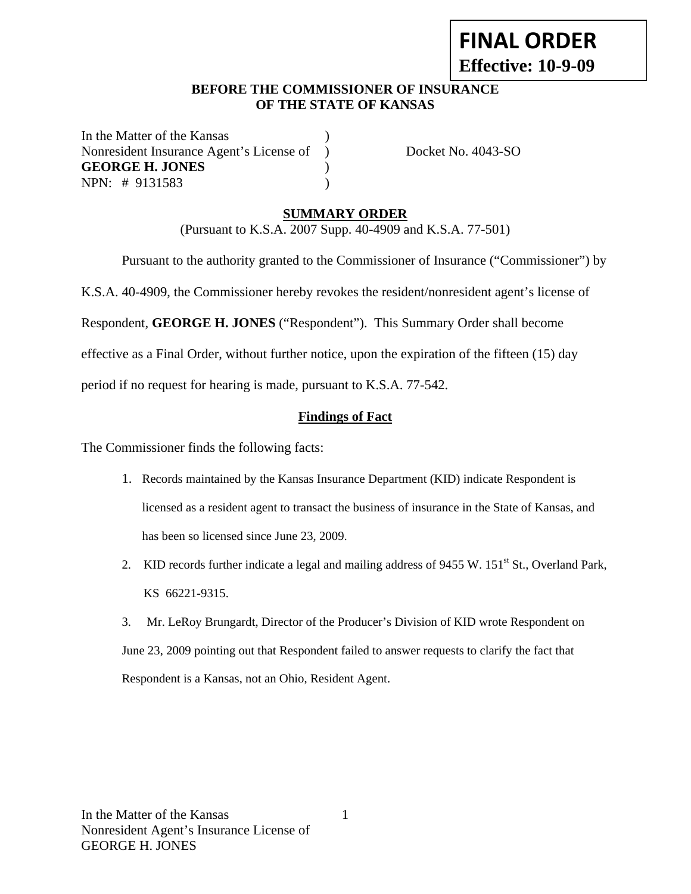**FINAL ORDER**
**Effective: 10-9-09**

**BEFORE THE COMMISSIONER OF INSURANCE**
**OF THE STATE OF KANSAS**

In the Matter of the Kansas )
Nonresident Insurance Agent's License of ) Docket No. 4043-SO
**GEORGE H. JONES** )
NPN: # 9131583 )

## SUMMARY ORDER

(Pursuant to K.S.A. 2007 Supp. 40-4909 and K.S.A. 77-501)

Pursuant to the authority granted to the Commissioner of Insurance ("Commissioner") by K.S.A. 40-4909, the Commissioner hereby revokes the resident/nonresident agent's license of Respondent, **GEORGE H. JONES** ("Respondent"). This Summary Order shall become effective as a Final Order, without further notice, upon the expiration of the fifteen (15) day period if no request for hearing is made, pursuant to K.S.A. 77-542.

### Findings of Fact

The Commissioner finds the following facts:

1. Records maintained by the Kansas Insurance Department (KID) indicate Respondent is licensed as a resident agent to transact the business of insurance in the State of Kansas, and has been so licensed since June 23, 2009.
2. KID records further indicate a legal and mailing address of 9455 W. 151st St., Overland Park, KS 66221-9315.
3. Mr. LeRoy Brungardt, Director of the Producer's Division of KID wrote Respondent on June 23, 2009 pointing out that Respondent failed to answer requests to clarify the fact that Respondent is a Kansas, not an Ohio, Resident Agent.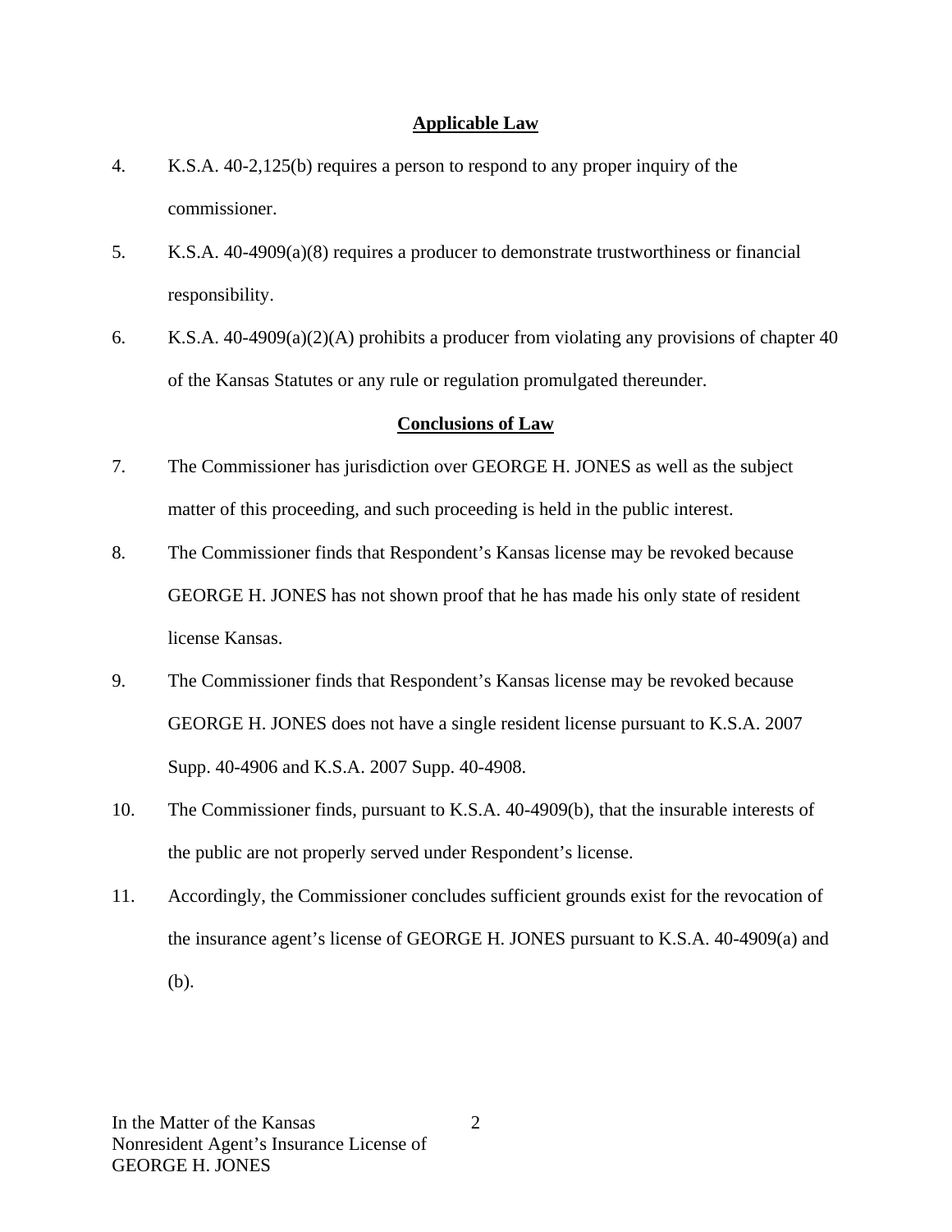## Applicable Law

4. K.S.A. 40-2,125(b) requires a person to respond to any proper inquiry of the commissioner.

5. K.S.A. 40-4909(a)(8) requires a producer to demonstrate trustworthiness or financial responsibility.

6. K.S.A. 40-4909(a)(2)(A) prohibits a producer from violating any provisions of chapter 40 of the Kansas Statutes or any rule or regulation promulgated thereunder.

## Conclusions of Law

7. The Commissioner has jurisdiction over GEORGE H. JONES as well as the subject matter of this proceeding, and such proceeding is held in the public interest.

8. The Commissioner finds that Respondent's Kansas license may be revoked because GEORGE H. JONES has not shown proof that he has made his only state of resident license Kansas.

9. The Commissioner finds that Respondent's Kansas license may be revoked because GEORGE H. JONES does not have a single resident license pursuant to K.S.A. 2007 Supp. 40-4906 and K.S.A. 2007 Supp. 40-4908.

10. The Commissioner finds, pursuant to K.S.A. 40-4909(b), that the insurable interests of the public are not properly served under Respondent's license.

11. Accordingly, the Commissioner concludes sufficient grounds exist for the revocation of the insurance agent's license of GEORGE H. JONES pursuant to K.S.A. 40-4909(a) and (b).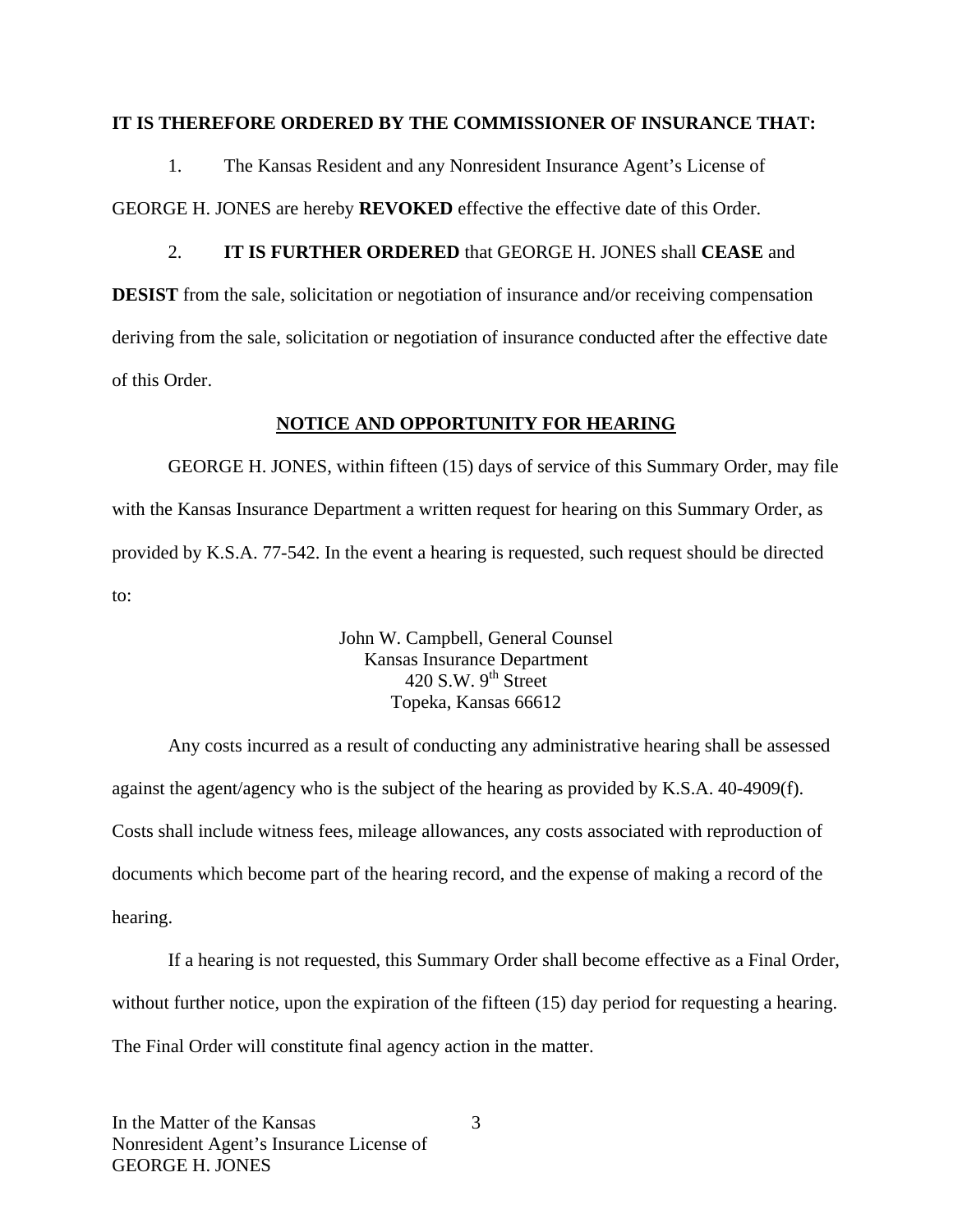**IT IS THEREFORE ORDERED BY THE COMMISSIONER OF INSURANCE THAT:**

1. The Kansas Resident and any Nonresident Insurance Agent's License of GEORGE H. JONES are hereby **REVOKED** effective the effective date of this Order.

2. **IT IS FURTHER ORDERED** that GEORGE H. JONES shall **CEASE** and **DESIST** from the sale, solicitation or negotiation of insurance and/or receiving compensation deriving from the sale, solicitation or negotiation of insurance conducted after the effective date of this Order.

**NOTICE AND OPPORTUNITY FOR HEARING**

GEORGE H. JONES, within fifteen (15) days of service of this Summary Order, may file with the Kansas Insurance Department a written request for hearing on this Summary Order, as provided by K.S.A. 77-542. In the event a hearing is requested, such request should be directed to:

John W. Campbell, General Counsel
Kansas Insurance Department
420 S.W. 9th Street
Topeka, Kansas 66612

Any costs incurred as a result of conducting any administrative hearing shall be assessed against the agent/agency who is the subject of the hearing as provided by K.S.A. 40-4909(f). Costs shall include witness fees, mileage allowances, any costs associated with reproduction of documents which become part of the hearing record, and the expense of making a record of the hearing.

If a hearing is not requested, this Summary Order shall become effective as a Final Order, without further notice, upon the expiration of the fifteen (15) day period for requesting a hearing. The Final Order will constitute final agency action in the matter.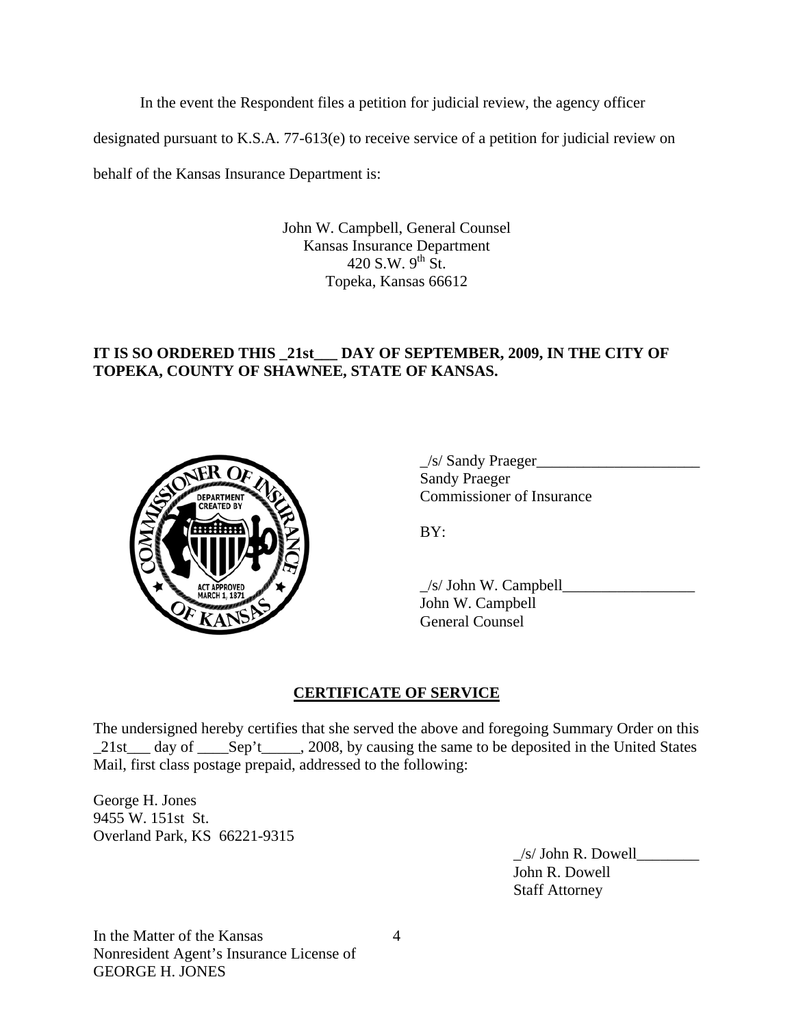In the event the Respondent files a petition for judicial review, the agency officer designated pursuant to K.S.A. 77-613(e) to receive service of a petition for judicial review on behalf of the Kansas Insurance Department is:

John W. Campbell, General Counsel
Kansas Insurance Department
420 S.W. 9th St.
Topeka, Kansas 66612

**IT IS SO ORDERED THIS _21st___ DAY OF SEPTEMBER, 2009, IN THE CITY OF TOPEKA, COUNTY OF SHAWNEE, STATE OF KANSAS.**

_/s/ Sandy Praeger_____________________
Sandy Praeger
Commissioner of Insurance

BY:

_/s/ John W. Campbell_________________
John W. Campbell
General Counsel

## CERTIFICATE OF SERVICE

The undersigned hereby certifies that she served the above and foregoing Summary Order on this _21st___ day of ____Sep't_____, 2008, by causing the same to be deposited in the United States Mail, first class postage prepaid, addressed to the following:

George H. Jones
9455 W. 151st St.
Overland Park, KS 66221-9315

_/s/ John R. Dowell________
John R. Dowell
Staff Attorney

In the Matter of the Kansas
Nonresident Agent's Insurance License of
GEORGE H. JONES